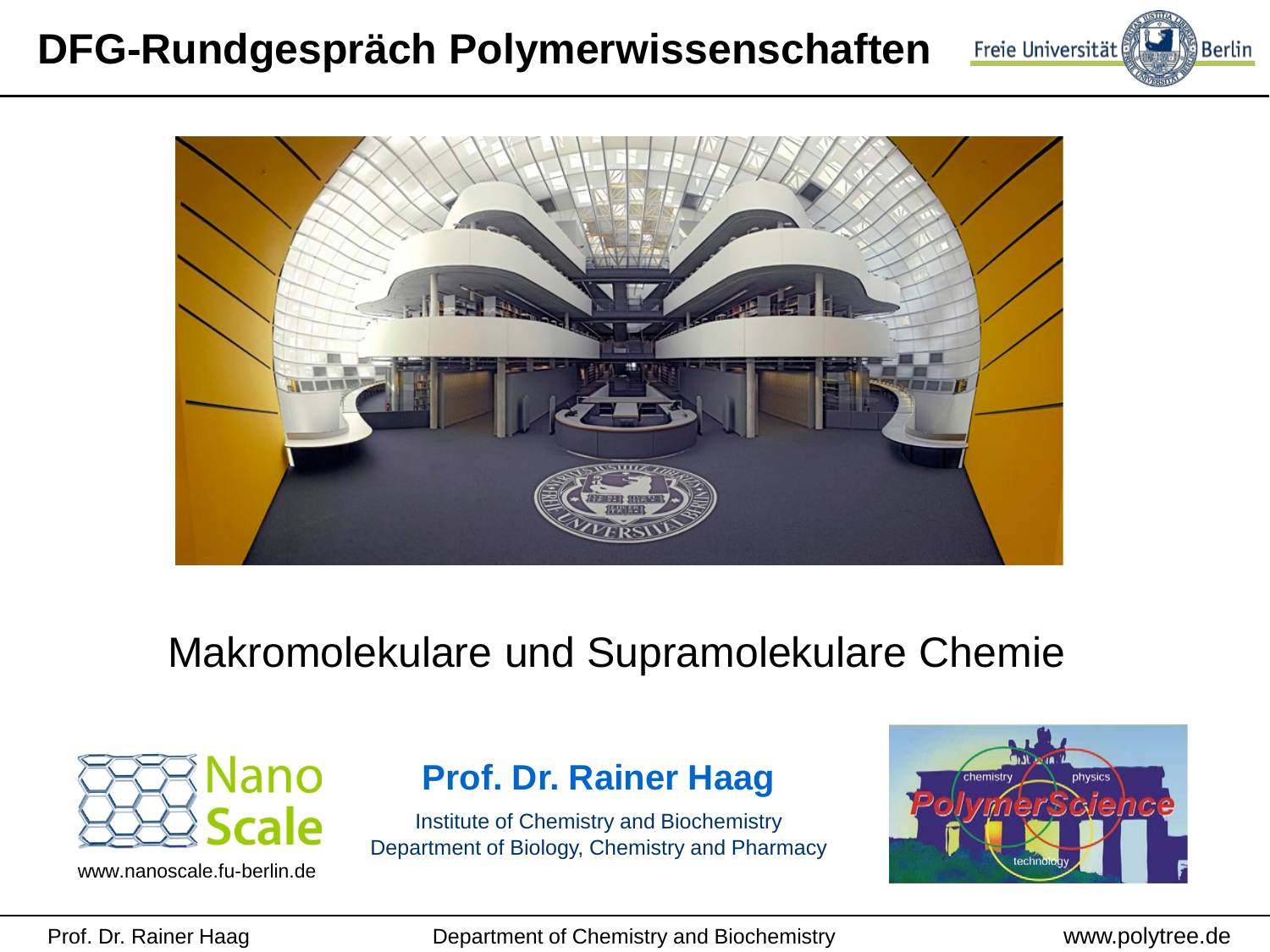# DFG-Rundgespräch Polymerwissenschaften

## Makromolekulare und Supramolekulare Chemie

www.nanoscale.fu-berlin.de

**Prof. Dr. Rainer Haag**

Institute of Chemistry and Biochemistry
Department of Biology, Chemistry and Pharmacy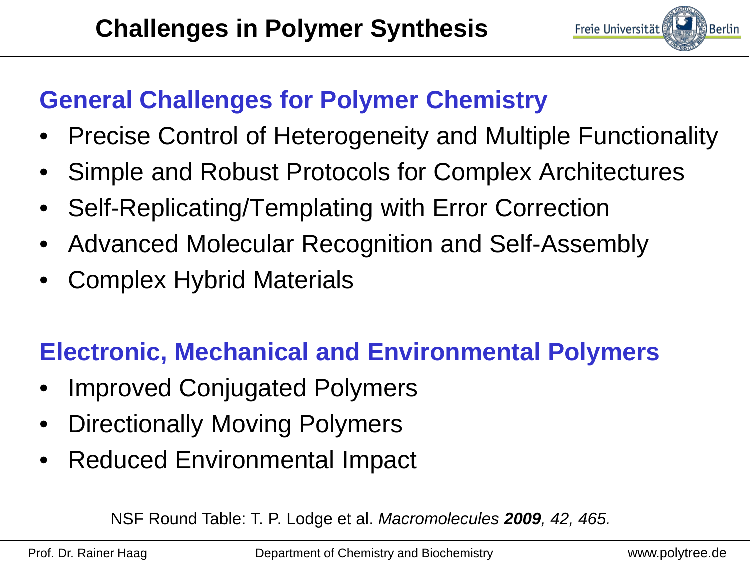# Challenges in Polymer Synthesis

## General Challenges for Polymer Chemistry

- Precise Control of Heterogeneity and Multiple Functionality
- Simple and Robust Protocols for Complex Architectures
- Self-Replicating/Templating with Error Correction
- Advanced Molecular Recognition and Self-Assembly
- Complex Hybrid Materials

## Electronic, Mechanical and Environmental Polymers

- Improved Conjugated Polymers
- Directionally Moving Polymers
- Reduced Environmental Impact

NSF Round Table: T. P. Lodge et al. *Macromolecules* ***2009****, 42, 465.*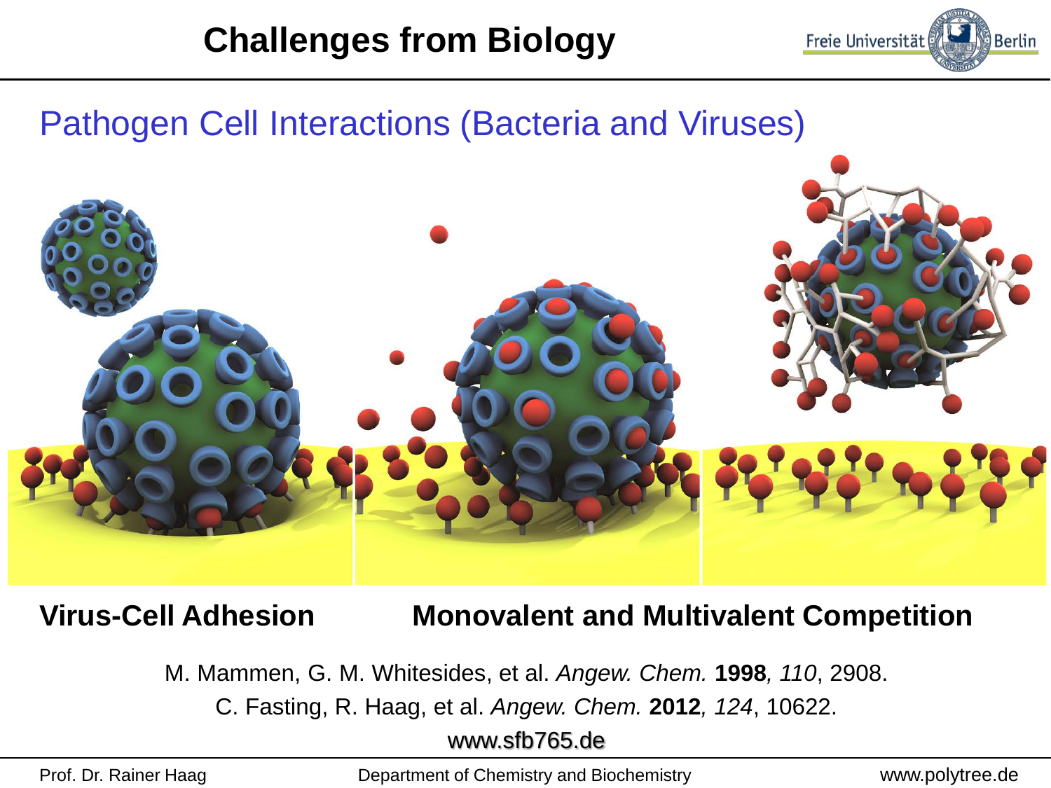# Challenges from Biology

## Pathogen Cell Interactions (Bacteria and Viruses)

**Virus-Cell Adhesion** **Monovalent and Multivalent Competition**

M. Mammen, G. M. Whitesides, et al. *Angew. Chem.* **1998***, 110*, 2908.

C. Fasting, R. Haag, et al. *Angew. Chem.* **2012***, 124*, 10622.

www.sfb765.de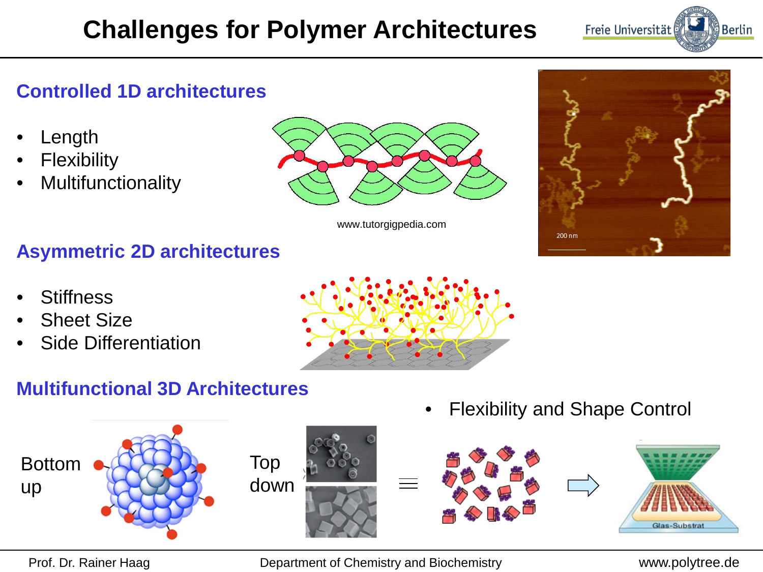# Challenges for Polymer Architectures

## Controlled 1D architectures

- Length
- Flexibility
- Multifunctionality

www.tutorgigpedia.com

200 nm

## Asymmetric 2D architectures

- Stiffness
- Sheet Size
- Side Differentiation

## Multifunctional 3D Architectures

- Flexibility and Shape Control

Bottom up

Top down

Glas-Substrat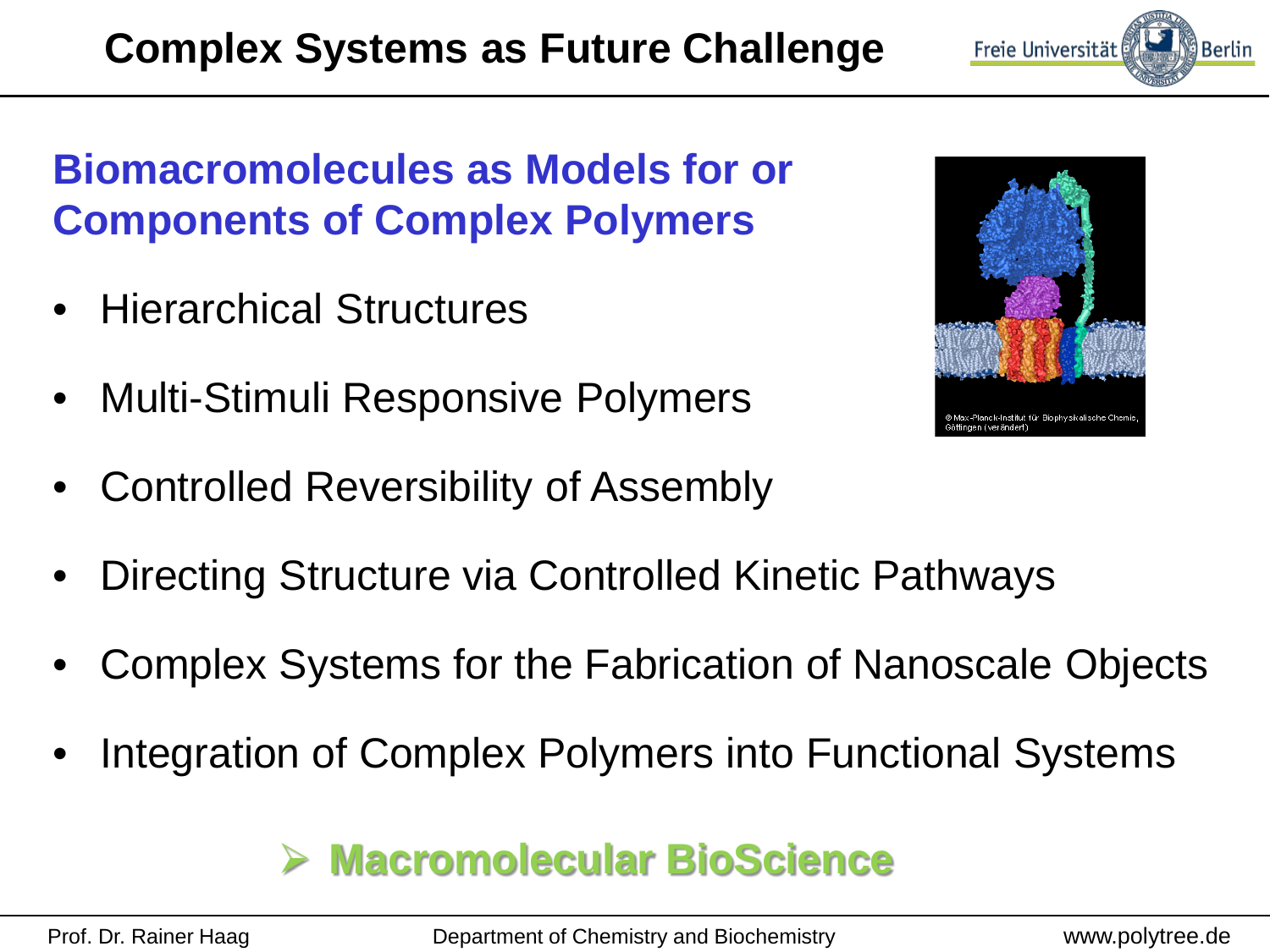# Complex Systems as Future Challenge

## Biomacromolecules as Models for or Components of Complex Polymers

- Hierarchical Structures
- Multi-Stimuli Responsive Polymers
- Controlled Reversibility of Assembly
- Directing Structure via Controlled Kinetic Pathways
- Complex Systems for the Fabrication of Nanoscale Objects
- Integration of Complex Polymers into Functional Systems

➢ **Macromolecular BioScience**